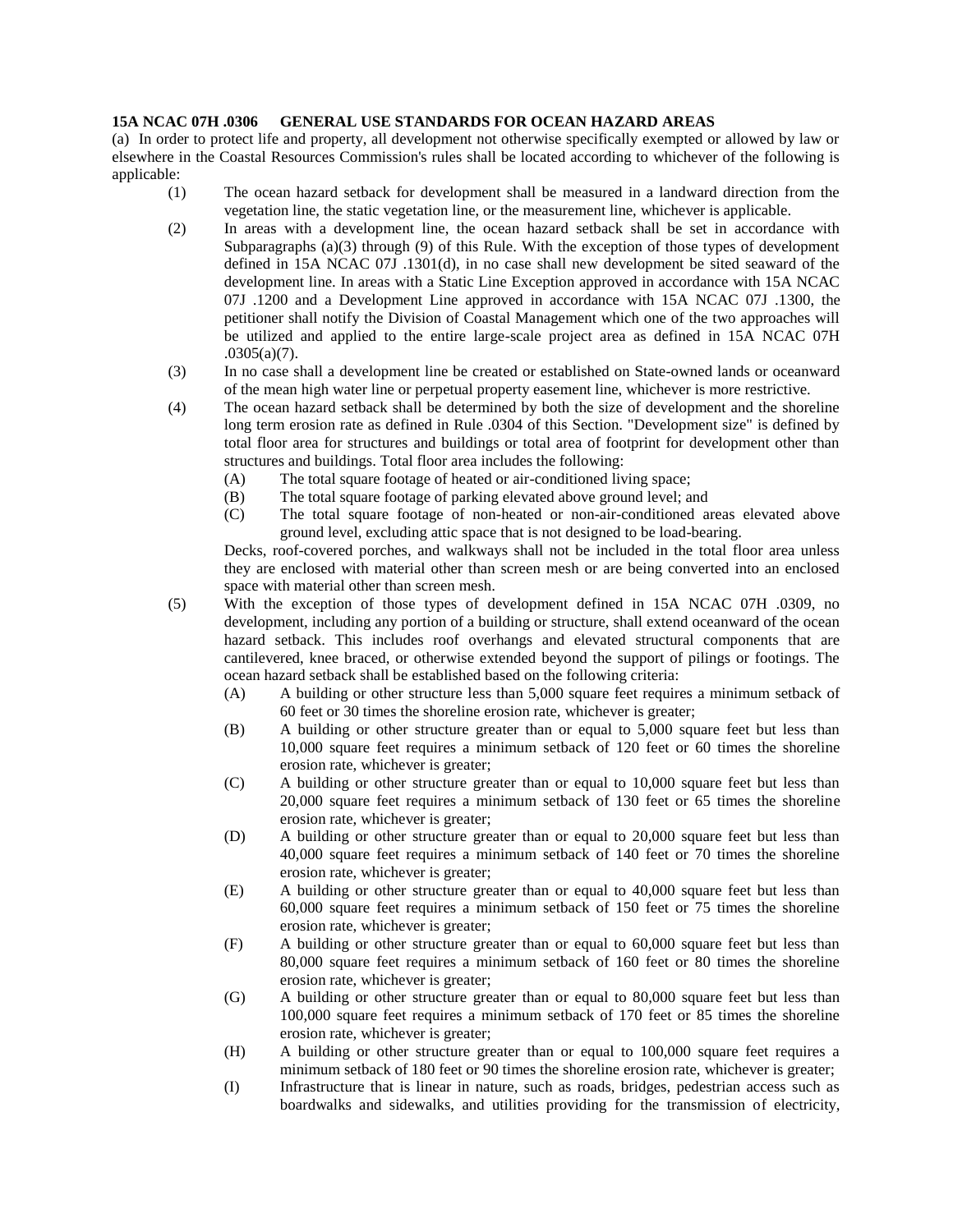**15A NCAC 07H .0306 GENERAL USE STANDARDS FOR OCEAN HAZARD AREAS**

(a) In order to protect life and property, all development not otherwise specifically exempted or allowed by law or elsewhere in the Coastal Resources Commission's rules shall be located according to whichever of the following is applicable:

- (1) The ocean hazard setback for development shall be measured in a landward direction from the vegetation line, the static vegetation line, or the measurement line, whichever is applicable.
- (2) In areas with a development line, the ocean hazard setback shall be set in accordance with Subparagraphs (a)(3) through (9) of this Rule. With the exception of those types of development defined in 15A NCAC 07J .1301(d), in no case shall new development be sited seaward of the development line. In areas with a Static Line Exception approved in accordance with 15A NCAC 07J .1200 and a Development Line approved in accordance with 15A NCAC 07J .1300, the petitioner shall notify the Division of Coastal Management which one of the two approaches will be utilized and applied to the entire large-scale project area as defined in 15A NCAC 07H .0305(a)(7).
- (3) In no case shall a development line be created or established on State-owned lands or oceanward of the mean high water line or perpetual property easement line, whichever is more restrictive.
- (4) The ocean hazard setback shall be determined by both the size of development and the shoreline long term erosion rate as defined in Rule .0304 of this Section. "Development size" is defined by total floor area for structures and buildings or total area of footprint for development other than structures and buildings. Total floor area includes the following:
  - (A) The total square footage of heated or air-conditioned living space;
  - (B) The total square footage of parking elevated above ground level; and
  - (C) The total square footage of non-heated or non-air-conditioned areas elevated above ground level, excluding attic space that is not designed to be load-bearing.

  Decks, roof-covered porches, and walkways shall not be included in the total floor area unless they are enclosed with material other than screen mesh or are being converted into an enclosed space with material other than screen mesh.
- (5) With the exception of those types of development defined in 15A NCAC 07H .0309, no development, including any portion of a building or structure, shall extend oceanward of the ocean hazard setback. This includes roof overhangs and elevated structural components that are cantilevered, knee braced, or otherwise extended beyond the support of pilings or footings. The ocean hazard setback shall be established based on the following criteria:
  - (A) A building or other structure less than 5,000 square feet requires a minimum setback of 60 feet or 30 times the shoreline erosion rate, whichever is greater;
  - (B) A building or other structure greater than or equal to 5,000 square feet but less than 10,000 square feet requires a minimum setback of 120 feet or 60 times the shoreline erosion rate, whichever is greater;
  - (C) A building or other structure greater than or equal to 10,000 square feet but less than 20,000 square feet requires a minimum setback of 130 feet or 65 times the shoreline erosion rate, whichever is greater;
  - (D) A building or other structure greater than or equal to 20,000 square feet but less than 40,000 square feet requires a minimum setback of 140 feet or 70 times the shoreline erosion rate, whichever is greater;
  - (E) A building or other structure greater than or equal to 40,000 square feet but less than 60,000 square feet requires a minimum setback of 150 feet or 75 times the shoreline erosion rate, whichever is greater;
  - (F) A building or other structure greater than or equal to 60,000 square feet but less than 80,000 square feet requires a minimum setback of 160 feet or 80 times the shoreline erosion rate, whichever is greater;
  - (G) A building or other structure greater than or equal to 80,000 square feet but less than 100,000 square feet requires a minimum setback of 170 feet or 85 times the shoreline erosion rate, whichever is greater;
  - (H) A building or other structure greater than or equal to 100,000 square feet requires a minimum setback of 180 feet or 90 times the shoreline erosion rate, whichever is greater;
  - (I) Infrastructure that is linear in nature, such as roads, bridges, pedestrian access such as boardwalks and sidewalks, and utilities providing for the transmission of electricity,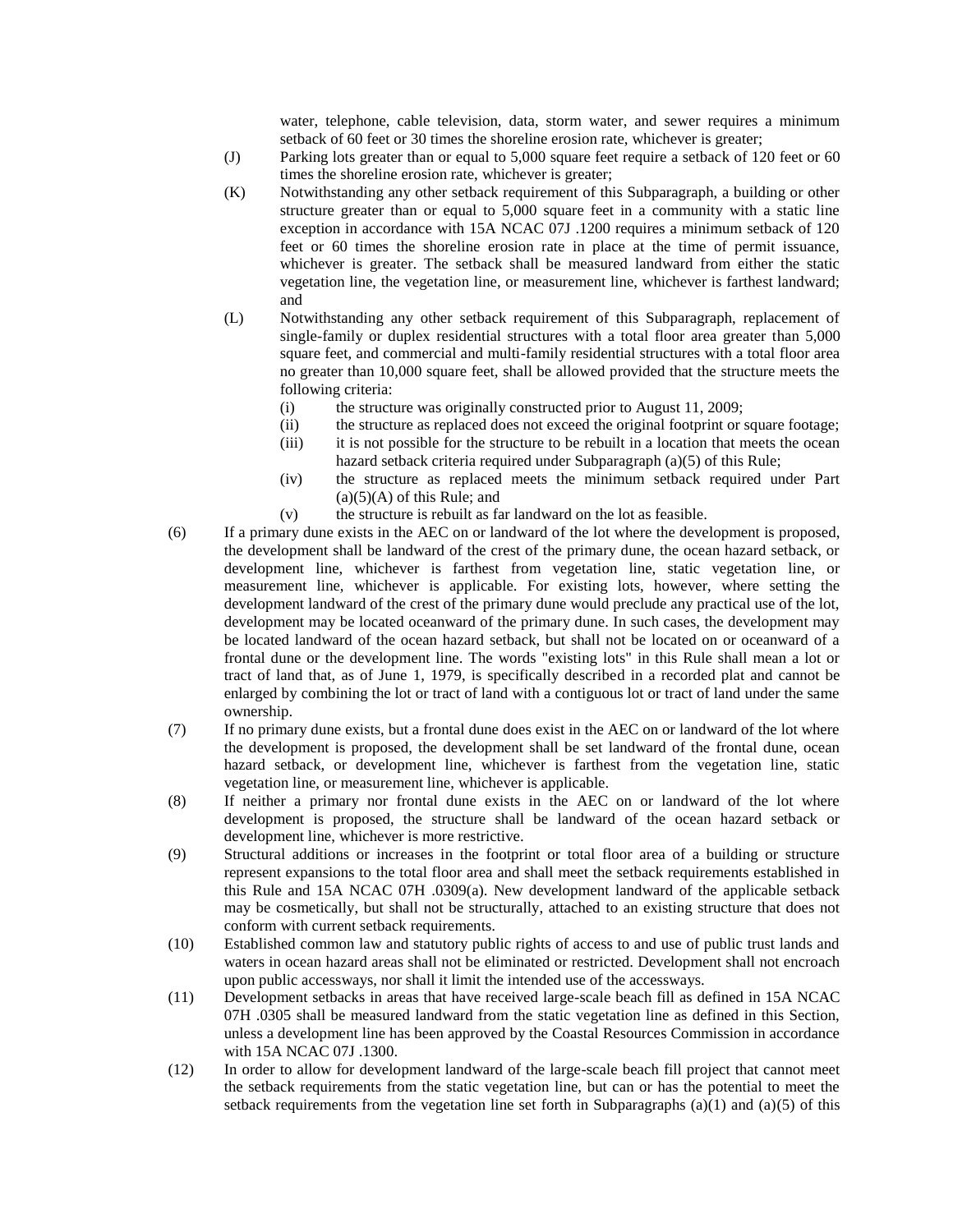water, telephone, cable television, data, storm water, and sewer requires a minimum setback of 60 feet or 30 times the shoreline erosion rate, whichever is greater;

(J) Parking lots greater than or equal to 5,000 square feet require a setback of 120 feet or 60 times the shoreline erosion rate, whichever is greater;

(K) Notwithstanding any other setback requirement of this Subparagraph, a building or other structure greater than or equal to 5,000 square feet in a community with a static line exception in accordance with 15A NCAC 07J .1200 requires a minimum setback of 120 feet or 60 times the shoreline erosion rate in place at the time of permit issuance, whichever is greater. The setback shall be measured landward from either the static vegetation line, the vegetation line, or measurement line, whichever is farthest landward; and

(L) Notwithstanding any other setback requirement of this Subparagraph, replacement of single-family or duplex residential structures with a total floor area greater than 5,000 square feet, and commercial and multi-family residential structures with a total floor area no greater than 10,000 square feet, shall be allowed provided that the structure meets the following criteria:

- (i) the structure was originally constructed prior to August 11, 2009;
- (ii) the structure as replaced does not exceed the original footprint or square footage;
- (iii) it is not possible for the structure to be rebuilt in a location that meets the ocean hazard setback criteria required under Subparagraph (a)(5) of this Rule;
- (iv) the structure as replaced meets the minimum setback required under Part (a)(5)(A) of this Rule; and
- (v) the structure is rebuilt as far landward on the lot as feasible.

(6) If a primary dune exists in the AEC on or landward of the lot where the development is proposed, the development shall be landward of the crest of the primary dune, the ocean hazard setback, or development line, whichever is farthest from vegetation line, static vegetation line, or measurement line, whichever is applicable. For existing lots, however, where setting the development landward of the crest of the primary dune would preclude any practical use of the lot, development may be located oceanward of the primary dune. In such cases, the development may be located landward of the ocean hazard setback, but shall not be located on or oceanward of a frontal dune or the development line. The words "existing lots" in this Rule shall mean a lot or tract of land that, as of June 1, 1979, is specifically described in a recorded plat and cannot be enlarged by combining the lot or tract of land with a contiguous lot or tract of land under the same ownership.

(7) If no primary dune exists, but a frontal dune does exist in the AEC on or landward of the lot where the development is proposed, the development shall be set landward of the frontal dune, ocean hazard setback, or development line, whichever is farthest from the vegetation line, static vegetation line, or measurement line, whichever is applicable.

(8) If neither a primary nor frontal dune exists in the AEC on or landward of the lot where development is proposed, the structure shall be landward of the ocean hazard setback or development line, whichever is more restrictive.

(9) Structural additions or increases in the footprint or total floor area of a building or structure represent expansions to the total floor area and shall meet the setback requirements established in this Rule and 15A NCAC 07H .0309(a). New development landward of the applicable setback may be cosmetically, but shall not be structurally, attached to an existing structure that does not conform with current setback requirements.

(10) Established common law and statutory public rights of access to and use of public trust lands and waters in ocean hazard areas shall not be eliminated or restricted. Development shall not encroach upon public accessways, nor shall it limit the intended use of the accessways.

(11) Development setbacks in areas that have received large-scale beach fill as defined in 15A NCAC 07H .0305 shall be measured landward from the static vegetation line as defined in this Section, unless a development line has been approved by the Coastal Resources Commission in accordance with 15A NCAC 07J .1300.

(12) In order to allow for development landward of the large-scale beach fill project that cannot meet the setback requirements from the static vegetation line, but can or has the potential to meet the setback requirements from the vegetation line set forth in Subparagraphs (a)(1) and (a)(5) of this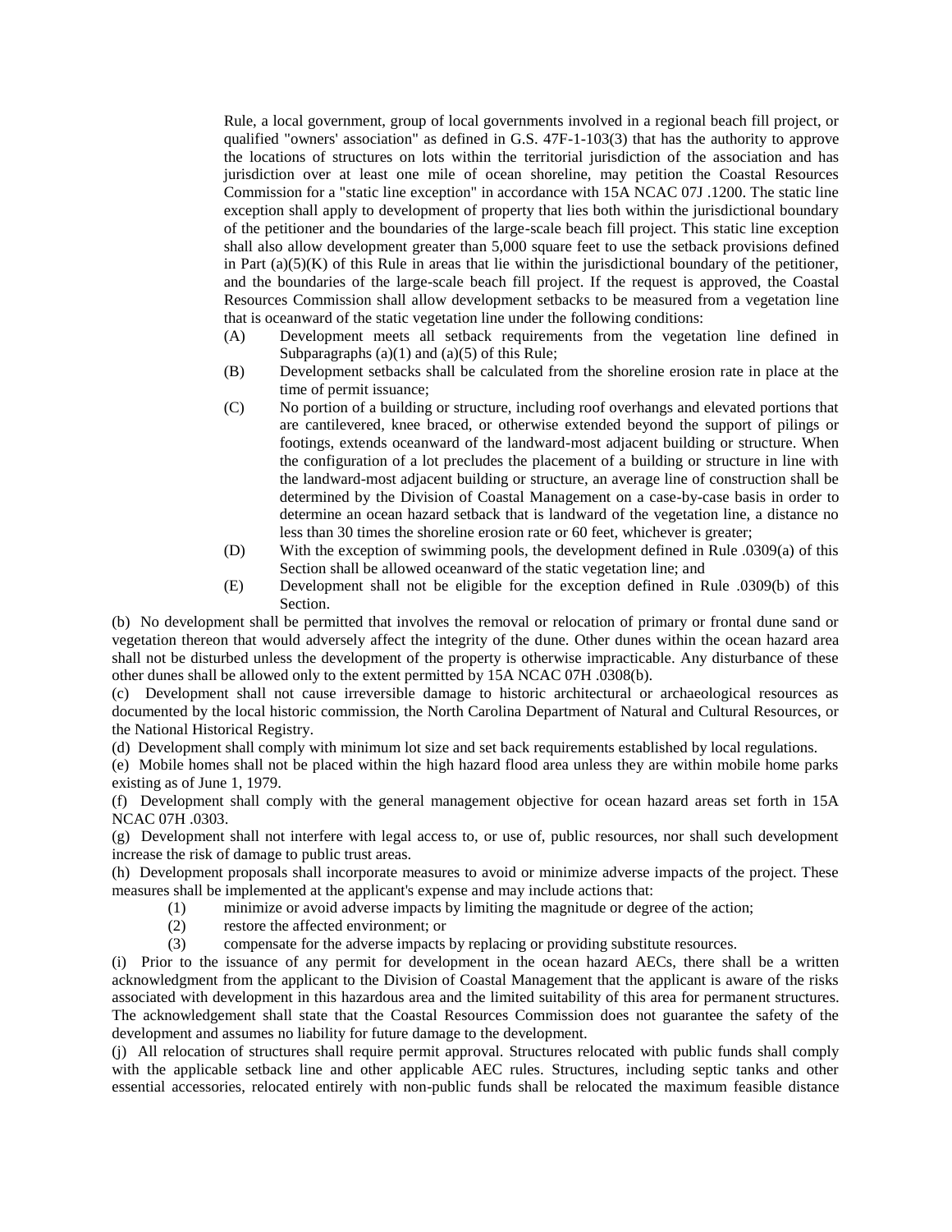Rule, a local government, group of local governments involved in a regional beach fill project, or qualified "owners' association" as defined in G.S. 47F-1-103(3) that has the authority to approve the locations of structures on lots within the territorial jurisdiction of the association and has jurisdiction over at least one mile of ocean shoreline, may petition the Coastal Resources Commission for a "static line exception" in accordance with 15A NCAC 07J .1200. The static line exception shall apply to development of property that lies both within the jurisdictional boundary of the petitioner and the boundaries of the large-scale beach fill project. This static line exception shall also allow development greater than 5,000 square feet to use the setback provisions defined in Part (a)(5)(K) of this Rule in areas that lie within the jurisdictional boundary of the petitioner, and the boundaries of the large-scale beach fill project. If the request is approved, the Coastal Resources Commission shall allow development setbacks to be measured from a vegetation line that is oceanward of the static vegetation line under the following conditions:

- (A) Development meets all setback requirements from the vegetation line defined in Subparagraphs (a)(1) and (a)(5) of this Rule;
- (B) Development setbacks shall be calculated from the shoreline erosion rate in place at the time of permit issuance;
- (C) No portion of a building or structure, including roof overhangs and elevated portions that are cantilevered, knee braced, or otherwise extended beyond the support of pilings or footings, extends oceanward of the landward-most adjacent building or structure. When the configuration of a lot precludes the placement of a building or structure in line with the landward-most adjacent building or structure, an average line of construction shall be determined by the Division of Coastal Management on a case-by-case basis in order to determine an ocean hazard setback that is landward of the vegetation line, a distance no less than 30 times the shoreline erosion rate or 60 feet, whichever is greater;
- (D) With the exception of swimming pools, the development defined in Rule .0309(a) of this Section shall be allowed oceanward of the static vegetation line; and
- (E) Development shall not be eligible for the exception defined in Rule .0309(b) of this Section.

(b) No development shall be permitted that involves the removal or relocation of primary or frontal dune sand or vegetation thereon that would adversely affect the integrity of the dune. Other dunes within the ocean hazard area shall not be disturbed unless the development of the property is otherwise impracticable. Any disturbance of these other dunes shall be allowed only to the extent permitted by 15A NCAC 07H .0308(b).

(c) Development shall not cause irreversible damage to historic architectural or archaeological resources as documented by the local historic commission, the North Carolina Department of Natural and Cultural Resources, or the National Historical Registry.

(d) Development shall comply with minimum lot size and set back requirements established by local regulations.

(e) Mobile homes shall not be placed within the high hazard flood area unless they are within mobile home parks existing as of June 1, 1979.

(f) Development shall comply with the general management objective for ocean hazard areas set forth in 15A NCAC 07H .0303.

(g) Development shall not interfere with legal access to, or use of, public resources, nor shall such development increase the risk of damage to public trust areas.

(h) Development proposals shall incorporate measures to avoid or minimize adverse impacts of the project. These measures shall be implemented at the applicant's expense and may include actions that:

- (1) minimize or avoid adverse impacts by limiting the magnitude or degree of the action;
- (2) restore the affected environment; or
- (3) compensate for the adverse impacts by replacing or providing substitute resources.

(i) Prior to the issuance of any permit for development in the ocean hazard AECs, there shall be a written acknowledgment from the applicant to the Division of Coastal Management that the applicant is aware of the risks associated with development in this hazardous area and the limited suitability of this area for permanent structures. The acknowledgement shall state that the Coastal Resources Commission does not guarantee the safety of the development and assumes no liability for future damage to the development.

(j) All relocation of structures shall require permit approval. Structures relocated with public funds shall comply with the applicable setback line and other applicable AEC rules. Structures, including septic tanks and other essential accessories, relocated entirely with non-public funds shall be relocated the maximum feasible distance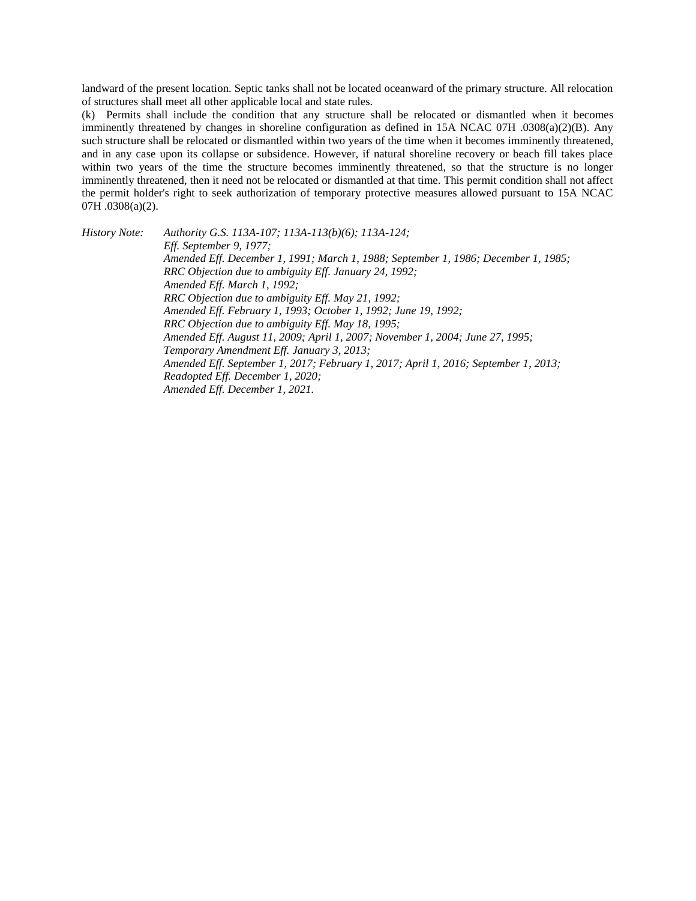landward of the present location. Septic tanks shall not be located oceanward of the primary structure. All relocation of structures shall meet all other applicable local and state rules.

(k) Permits shall include the condition that any structure shall be relocated or dismantled when it becomes imminently threatened by changes in shoreline configuration as defined in 15A NCAC 07H .0308(a)(2)(B). Any such structure shall be relocated or dismantled within two years of the time when it becomes imminently threatened, and in any case upon its collapse or subsidence. However, if natural shoreline recovery or beach fill takes place within two years of the time the structure becomes imminently threatened, so that the structure is no longer imminently threatened, then it need not be relocated or dismantled at that time. This permit condition shall not affect the permit holder's right to seek authorization of temporary protective measures allowed pursuant to 15A NCAC 07H .0308(a)(2).

*History Note: Authority G.S. 113A-107; 113A-113(b)(6); 113A-124;*
*Eff. September 9, 1977;*
*Amended Eff. December 1, 1991; March 1, 1988; September 1, 1986; December 1, 1985;*
*RRC Objection due to ambiguity Eff. January 24, 1992;*
*Amended Eff. March 1, 1992;*
*RRC Objection due to ambiguity Eff. May 21, 1992;*
*Amended Eff. February 1, 1993; October 1, 1992; June 19, 1992;*
*RRC Objection due to ambiguity Eff. May 18, 1995;*
*Amended Eff. August 11, 2009; April 1, 2007; November 1, 2004; June 27, 1995;*
*Temporary Amendment Eff. January 3, 2013;*
*Amended Eff. September 1, 2017; February 1, 2017; April 1, 2016; September 1, 2013;*
*Readopted Eff. December 1, 2020;*
*Amended Eff. December 1, 2021.*